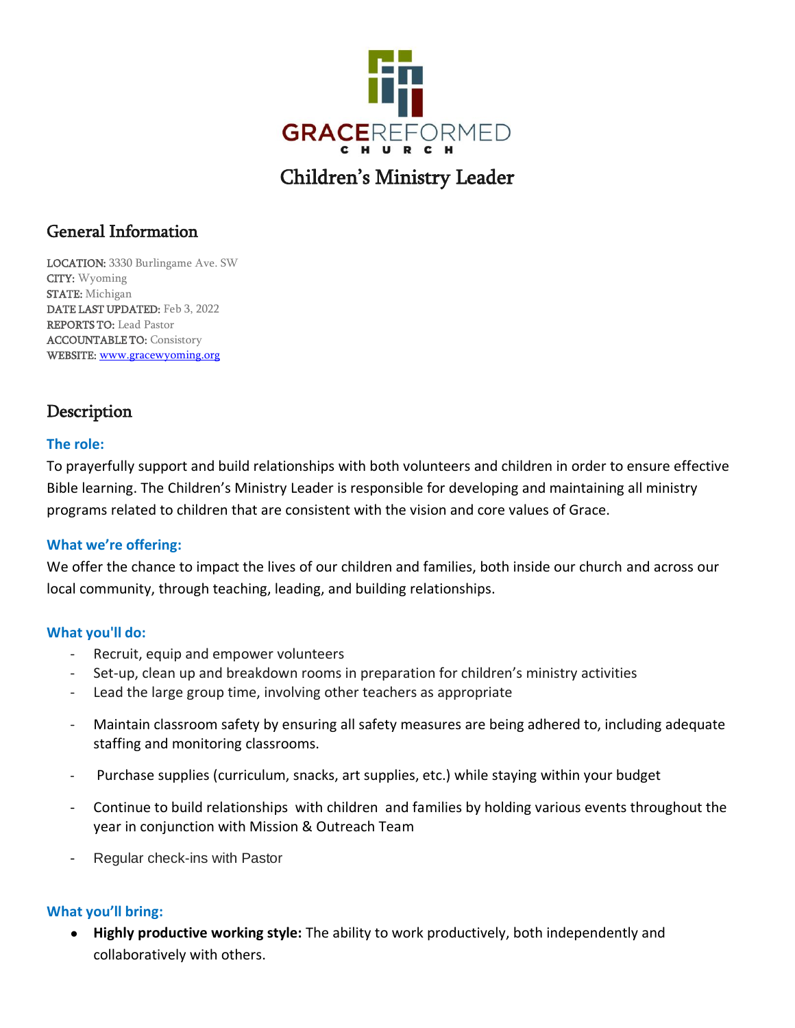GRACE REFORMED CHURCH

# Children's Ministry Leader

## General Information

LOCATION: 3330 Burlingame Ave. SW
CITY: Wyoming
STATE: Michigan
DATE LAST UPDATED: Feb 3, 2022
REPORTS TO: Lead Pastor
ACCOUNTABLE TO: Consistory
WEBSITE: www.gracewyoming.org

## Description

### The role:

To prayerfully support and build relationships with both volunteers and children in order to ensure effective Bible learning. The Children's Ministry Leader is responsible for developing and maintaining all ministry programs related to children that are consistent with the vision and core values of Grace.

### What we're offering:

We offer the chance to impact the lives of our children and families, both inside our church and across our local community, through teaching, leading, and building relationships.

### What you'll do:

- Recruit, equip and empower volunteers
- Set-up, clean up and breakdown rooms in preparation for children's ministry activities
- Lead the large group time, involving other teachers as appropriate
- Maintain classroom safety by ensuring all safety measures are being adhered to, including adequate staffing and monitoring classrooms.
- Purchase supplies (curriculum, snacks, art supplies, etc.) while staying within your budget
- Continue to build relationships with children and families by holding various events throughout the year in conjunction with Mission & Outreach Team
- Regular check-ins with Pastor

### What you'll bring:

- **Highly productive working style:** The ability to work productively, both independently and collaboratively with others.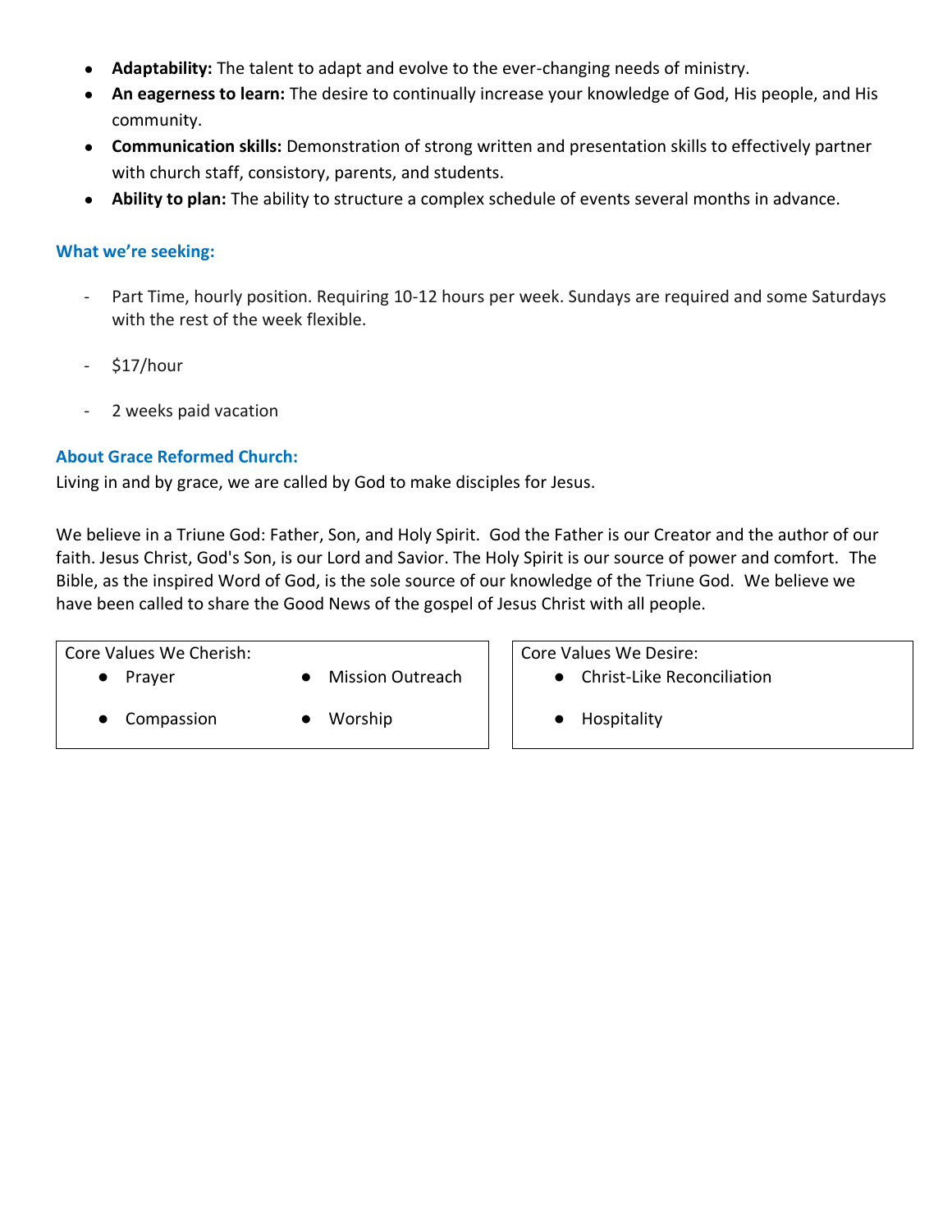- **Adaptability:** The talent to adapt and evolve to the ever-changing needs of ministry.
- **An eagerness to learn:** The desire to continually increase your knowledge of God, His people, and His community.
- **Communication skills:** Demonstration of strong written and presentation skills to effectively partner with church staff, consistory, parents, and students.
- **Ability to plan:** The ability to structure a complex schedule of events several months in advance.

### What we're seeking:

- Part Time, hourly position. Requiring 10-12 hours per week. Sundays are required and some Saturdays with the rest of the week flexible.
- $17/hour
- 2 weeks paid vacation

### About Grace Reformed Church:

Living in and by grace, we are called by God to make disciples for Jesus.

We believe in a Triune God: Father, Son, and Holy Spirit. God the Father is our Creator and the author of our faith. Jesus Christ, God's Son, is our Lord and Savior. The Holy Spirit is our source of power and comfort. The Bible, as the inspired Word of God, is the sole source of our knowledge of the Triune God. We believe we have been called to share the Good News of the gospel of Jesus Christ with all people.

Core Values We Cherish:

- Prayer
- Mission Outreach
- Compassion
- Worship

Core Values We Desire:

- Christ-Like Reconciliation
- Hospitality